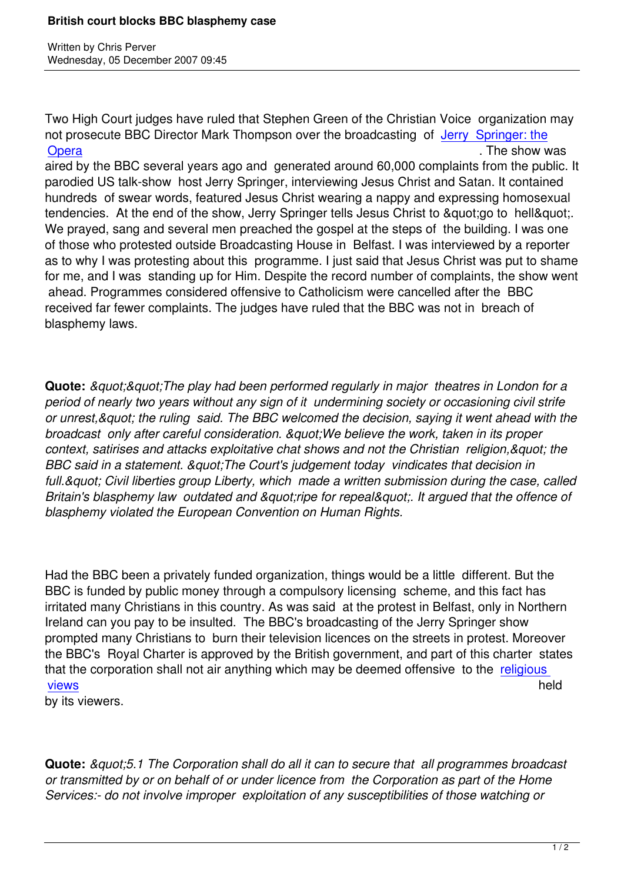Two High Court judges have ruled that Stephen Green of the Christian Voice organization may not prosecute BBC Director Mark Thompson over the broadcasting of Jerry Springer: the Opera. The show was aired by the BBC several years ago and generated around 60,000 complaints from the public. It parodied US talk-show host Jerry Springer, interviewing Jesus Christ and Satan. It contained hundreds of swear words, featured Jesus Christ wearing a nappy and expressing homosexual tendencies. At the end of the show, Jerry Springer tells Jesus Christ to &quot;go to hell&quot;. We prayed, sang and several men preached the gospel at the steps of the building. I was one of those who protested outside Broadcasting House in Belfast. I was interviewed by a reporter as to why I was protesting about this programme. I just said that Jesus Christ was put to shame for me, and I was standing up for Him. Despite the record number of complaints, the show went ahead. Programmes considered offensive to Catholicism were cancelled after the BBC received far fewer complaints. The judges have ruled that the BBC was not in breach of blasphemy laws.

**Quote:** *&quot;&quot;The play had been performed regularly in major theatres in London for a period of nearly two years without any sign of it undermining society or occasioning civil strife or unrest,&quot; the ruling said. The BBC welcomed the decision, saying it went ahead with the broadcast only after careful consideration. &quot;We believe the work, taken in its proper context, satirises and attacks exploitative chat shows and not the Christian religion,&quot; the BBC said in a statement. &quot;The Court's judgement today vindicates that decision in full.&quot; Civil liberties group Liberty, which made a written submission during the case, called Britain's blasphemy law outdated and &quot;ripe for repeal&quot;. It argued that the offence of blasphemy violated the European Convention on Human Rights.*

Had the BBC been a privately funded organization, things would be a little different. But the BBC is funded by public money through a compulsory licensing scheme, and this fact has irritated many Christians in this country. As was said at the protest in Belfast, only in Northern Ireland can you pay to be insulted. The BBC's broadcasting of the Jerry Springer show prompted many Christians to burn their television licences on the streets in protest. Moreover the BBC's Royal Charter is approved by the British government, and part of this charter states that the corporation shall not air anything which may be deemed offensive to the religious views held by its viewers.

**Quote:** *&quot;5.1 The Corporation shall do all it can to secure that all programmes broadcast or transmitted by or on behalf of or under licence from the Corporation as part of the Home Services:- do not involve improper exploitation of any susceptibilities of those watching or*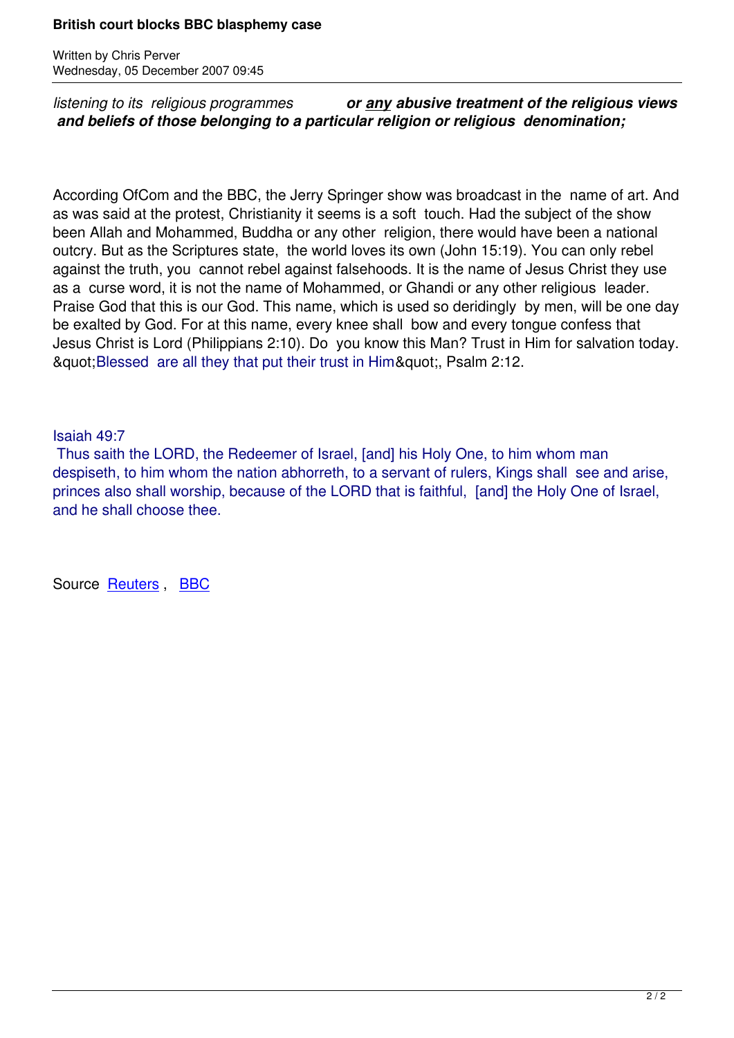*listening to its religious programmes* ***or <u>any</u> abusive treatment of the religious views and beliefs of those belonging to a particular religion or religious denomination;***

According OfCom and the BBC, the Jerry Springer show was broadcast in the name of art. And as was said at the protest, Christianity it seems is a soft touch. Had the subject of the show been Allah and Mohammed, Buddha or any other religion, there would have been a national outcry. But as the Scriptures state, the world loves its own (John 15:19). You can only rebel against the truth, you cannot rebel against falsehoods. It is the name of Jesus Christ they use as a curse word, it is not the name of Mohammed, or Ghandi or any other religious leader. Praise God that this is our God. This name, which is used so deridingly by men, will be one day be exalted by God. For at this name, every knee shall bow and every tongue confess that Jesus Christ is Lord (Philippians 2:10). Do you know this Man? Trust in Him for salvation today. &quot;Blessed are all they that put their trust in Him&quot;, Psalm 2:12.

Isaiah 49:7
Thus saith the LORD, the Redeemer of Israel, [and] his Holy One, to him whom man despiseth, to him whom the nation abhorreth, to a servant of rulers, Kings shall see and arise, princes also shall worship, because of the LORD that is faithful, [and] the Holy One of Israel, and he shall choose thee.

Source Reuters , BBC